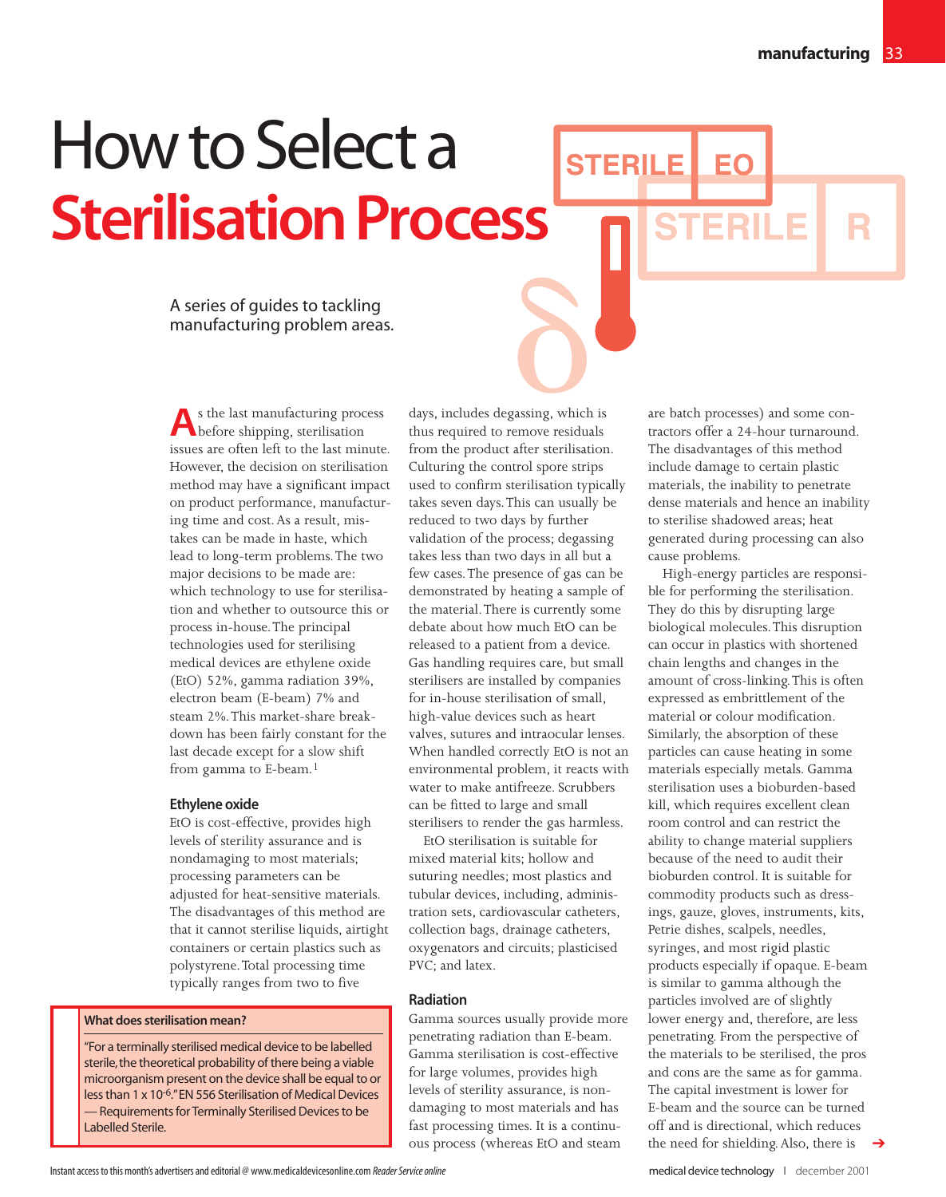# How to Select a **Sterilisation Process**

A series of guides to tackling manufacturing problem areas.

As the last manufacturing process before shipping, sterilisation issues are often left to the last minute. However, the decision on sterilisation method may have a significant impact on product performance, manufacturing time and cost. As a result, mistakes can be made in haste, which lead to long-term problems. The two major decisions to be made are: which technology to use for sterilisation and whether to outsource this or process in-house. The principal technologies used for sterilising medical devices are ethylene oxide (EtO) 52%, gamma radiation 39%, electron beam (E-beam) 7% and steam 2%. This market-share breakdown has been fairly constant for the last decade except for a slow shift from gamma to E-beam.[1]

### Ethylene oxide

EtO is cost-effective, provides high levels of sterility assurance and is nondamaging to most materials; processing parameters can be adjusted for heat-sensitive materials. The disadvantages of this method are that it cannot sterilise liquids, airtight containers or certain plastics such as polystyrene. Total processing time typically ranges from two to five days, includes degassing, which is thus required to remove residuals from the product after sterilisation. Culturing the control spore strips used to confirm sterilisation typically takes seven days. This can usually be reduced to two days by further validation of the process; degassing takes less than two days in all but a few cases. The presence of gas can be demonstrated by heating a sample of the material. There is currently some debate about how much EtO can be released to a patient from a device. Gas handling requires care, but small sterilisers are installed by companies for in-house sterilisation of small, high-value devices such as heart valves, sutures and intraocular lenses. When handled correctly EtO is not an environmental problem, it reacts with water to make antifreeze. Scrubbers can be fitted to large and small sterilisers to render the gas harmless.

EtO sterilisation is suitable for mixed material kits; hollow and suturing needles; most plastics and tubular devices, including, administration sets, cardiovascular catheters, collection bags, drainage catheters, oxygenators and circuits; plasticised PVC; and latex.

> **What does sterilisation mean?**
>
> "For a terminally sterilised medical device to be labelled sterile, the theoretical probability of there being a viable microorganism present on the device shall be equal to or less than 1 x $10^{-6}$." EN 556 Sterilisation of Medical Devices — Requirements for Terminally Sterilised Devices to be Labelled Sterile.

### Radiation

Gamma sources usually provide more penetrating radiation than E-beam. Gamma sterilisation is cost-effective for large volumes, provides high levels of sterility assurance, is non-damaging to most materials and has fast processing times. It is a continuous process (whereas EtO and steam are batch processes) and some contractors offer a 24-hour turnaround. The disadvantages of this method include damage to certain plastic materials, the inability to penetrate dense materials and hence an inability to sterilise shadowed areas; heat generated during processing can also cause problems.

High-energy particles are responsible for performing the sterilisation. They do this by disrupting large biological molecules. This disruption can occur in plastics with shortened chain lengths and changes in the amount of cross-linking. This is often expressed as embrittlement of the material or colour modification. Similarly, the absorption of these particles can cause heating in some materials especially metals. Gamma sterilisation uses a bioburden-based kill, which requires excellent clean room control and can restrict the ability to change material suppliers because of the need to audit their bioburden control. It is suitable for commodity products such as dressings, gauze, gloves, instruments, kits, Petrie dishes, scalpels, needles, syringes, and most rigid plastic products especially if opaque. E-beam is similar to gamma although the particles involved are of slightly lower energy and, therefore, are less penetrating. From the perspective of the materials to be sterilised, the pros and cons are the same as for gamma. The capital investment is lower for E-beam and the source can be turned off and is directional, which reduces the need for shielding. Also, there is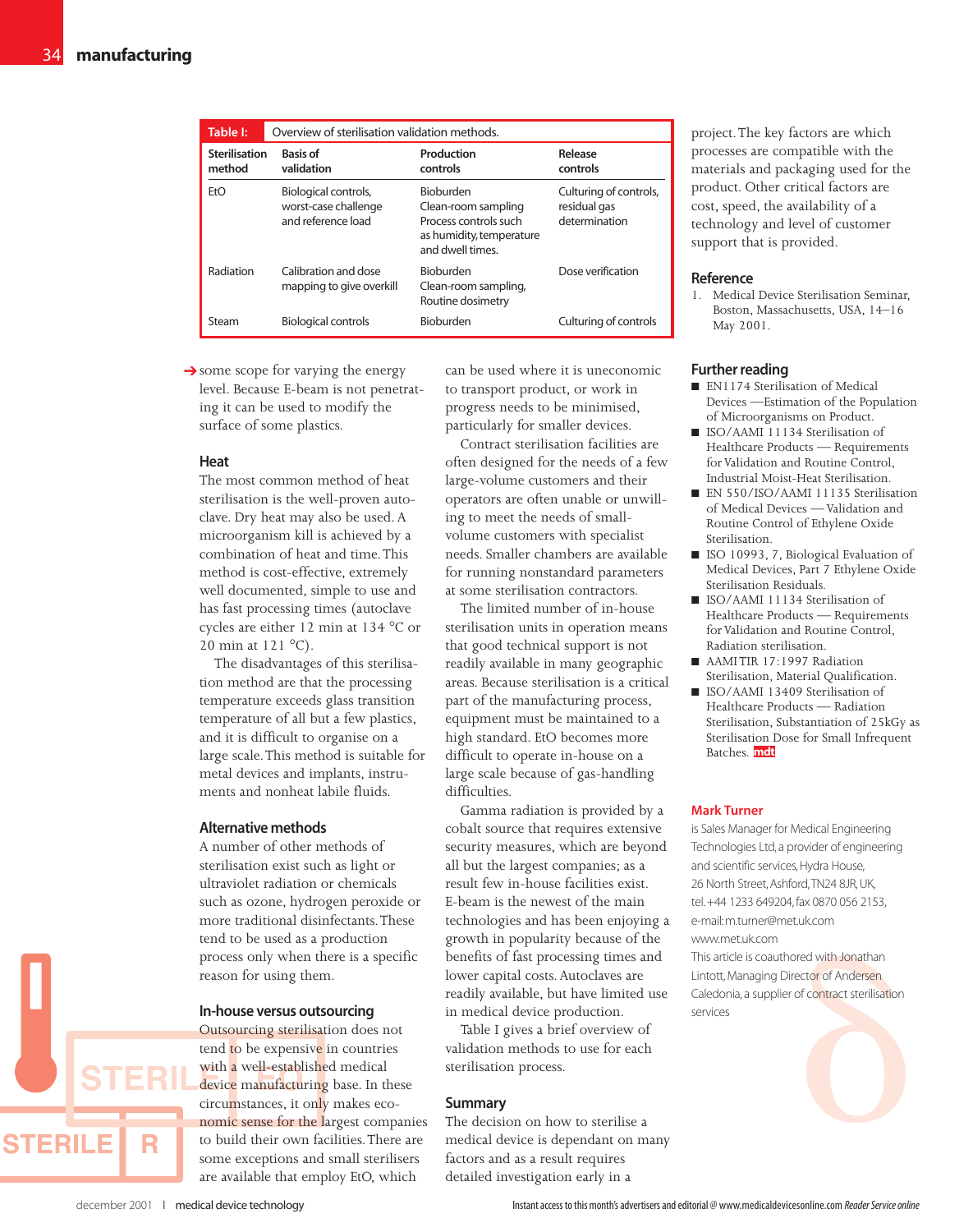| Table I: Overview of sterilisation validation methods. | | | |
|---|---|---|---|
| **Sterilisation method** | **Basis of validation** | **Production controls** | **Release controls** |
| EtO | Biological controls, worst-case challenge and reference load | Bioburden Clean-room sampling Process controls such as humidity, temperature and dwell times. | Culturing of controls, residual gas determination |
| Radiation | Calibration and dose mapping to give overkill | Bioburden Clean-room sampling, Routine dosimetry | Dose verification |
| Steam | Biological controls | Bioburden | Culturing of controls |

some scope for varying the energy level. Because E-beam is not penetrating it can be used to modify the surface of some plastics.

## Heat

The most common method of heat sterilisation is the well-proven autoclave. Dry heat may also be used. A microorganism kill is achieved by a combination of heat and time. This method is cost-effective, extremely well documented, simple to use and has fast processing times (autoclave cycles are either 12 min at 134 °C or 20 min at 121 °C).

The disadvantages of this sterilisation method are that the processing temperature exceeds glass transition temperature of all but a few plastics, and it is difficult to organise on a large scale. This method is suitable for metal devices and implants, instruments and nonheat labile fluids.

## Alternative methods

A number of other methods of sterilisation exist such as light or ultraviolet radiation or chemicals such as ozone, hydrogen peroxide or more traditional disinfectants. These tend to be used as a production process only when there is a specific reason for using them.

## In-house versus outsourcing

Outsourcing sterilisation does not tend to be expensive in countries with a well-established medical device manufacturing base. In these circumstances, it only makes economic sense for the largest companies to build their own facilities. There are some exceptions and small sterilisers are available that employ EtO, which can be used where it is uneconomic to transport product, or work in progress needs to be minimised, particularly for smaller devices.

Contract sterilisation facilities are often designed for the needs of a few large-volume customers and their operators are often unable or unwilling to meet the needs of small-volume customers with specialist needs. Smaller chambers are available for running nonstandard parameters at some sterilisation contractors.

The limited number of in-house sterilisation units in operation means that good technical support is not readily available in many geographic areas. Because sterilisation is a critical part of the manufacturing process, equipment must be maintained to a high standard. EtO becomes more difficult to operate in-house on a large scale because of gas-handling difficulties.

Gamma radiation is provided by a cobalt source that requires extensive security measures, which are beyond all but the largest companies; as a result few in-house facilities exist. E-beam is the newest of the main technologies and has been enjoying a growth in popularity because of the benefits of fast processing times and lower capital costs. Autoclaves are readily available, but have limited use in medical device production.

Table I gives a brief overview of validation methods to use for each sterilisation process.

## Summary

The decision on how to sterilise a medical device is dependant on many factors and as a result requires detailed investigation early in a project. The key factors are which processes are compatible with the materials and packaging used for the product. Other critical factors are cost, speed, the availability of a technology and level of customer support that is provided.

## Reference

1. Medical Device Sterilisation Seminar, Boston, Massachusetts, USA, 14–16 May 2001.

## Further reading

- EN1174 Sterilisation of Medical Devices —Estimation of the Population of Microorganisms on Product.
- ISO/AAMI 11134 Sterilisation of Healthcare Products — Requirements for Validation and Routine Control, Industrial Moist-Heat Sterilisation.
- EN 550/ISO/AAMI 11135 Sterilisation of Medical Devices — Validation and Routine Control of Ethylene Oxide Sterilisation.
- ISO 10993, 7, Biological Evaluation of Medical Devices, Part 7 Ethylene Oxide Sterilisation Residuals.
- ISO/AAMI 11134 Sterilisation of Healthcare Products — Requirements for Validation and Routine Control, Radiation sterilisation.
- AAMI TIR 17:1997 Radiation Sterilisation, Material Qualification.
- ISO/AAMI 13409 Sterilisation of Healthcare Products — Radiation Sterilisation, Substantiation of 25kGy as Sterilisation Dose for Small Infrequent Batches. mdt

**Mark Turner**
is Sales Manager for Medical Engineering Technologies Ltd, a provider of engineering and scientific services, Hydra House, 26 North Street, Ashford, TN24 8JR, UK, tel. +44 1233 649204, fax 0870 056 2153, e-mail: m.turner@met.uk.com www.met.uk.com
This article is coauthored with Jonathan Lintott, Managing Director of Andersen Caledonia, a supplier of contract sterilisation services